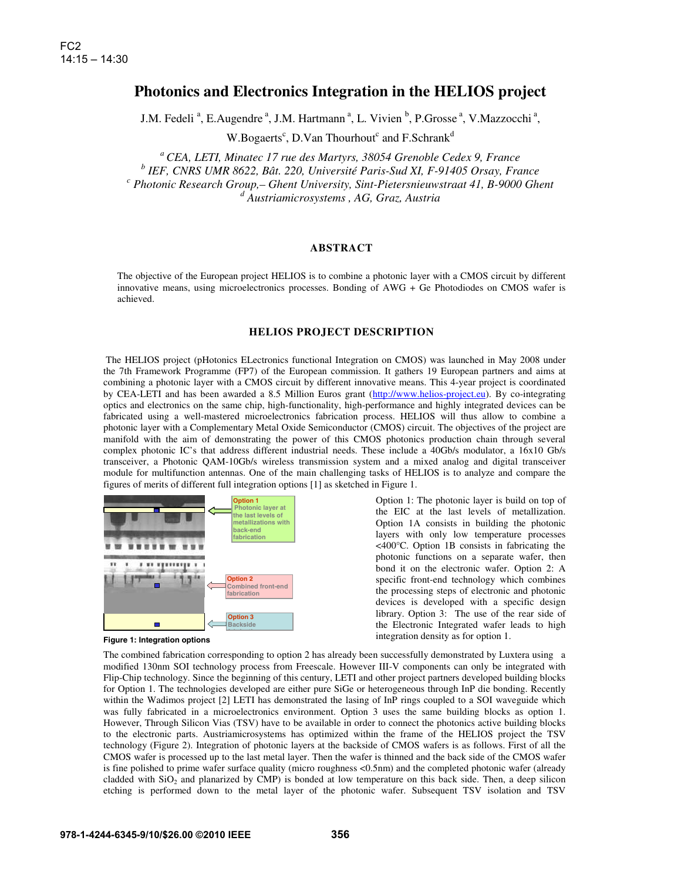FC2
14:15 – 14:30

# Photonics and Electronics Integration in the HELIOS project

J.M. Fedeli [a], E.Augendre [a], J.M. Hartmann [a], L. Vivien [b], P.Grosse [a], V.Mazzocchi [a], W.Bogaerts[c], D.Van Thourhout[c] and F.Schrank[d]

[a] *CEA, LETI, Minatec 17 rue des Martyrs, 38054 Grenoble Cedex 9, France*
[b] *IEF, CNRS UMR 8622, Bât. 220, Université Paris-Sud XI, F-91405 Orsay, France*
[c] *Photonic Research Group,– Ghent University, Sint-Pietersnieuwstraat 41, B-9000 Ghent*
[d] *Austriamicrosystems , AG, Graz, Austria*

## ABSTRACT

The objective of the European project HELIOS is to combine a photonic layer with a CMOS circuit by different innovative means, using microelectronics processes. Bonding of AWG + Ge Photodiodes on CMOS wafer is achieved.

## HELIOS PROJECT DESCRIPTION

The HELIOS project (pHotonics ELectronics functional Integration on CMOS) was launched in May 2008 under the 7th Framework Programme (FP7) of the European commission. It gathers 19 European partners and aims at combining a photonic layer with a CMOS circuit by different innovative means. This 4-year project is coordinated by CEA-LETI and has been awarded a 8.5 Million Euros grant (http://www.helios-project.eu). By co-integrating optics and electronics on the same chip, high-functionality, high-performance and highly integrated devices can be fabricated using a well-mastered microelectronics fabrication process. HELIOS will thus allow to combine a photonic layer with a Complementary Metal Oxide Semiconductor (CMOS) circuit. The objectives of the project are manifold with the aim of demonstrating the power of this CMOS photonics production chain through several complex photonic IC's that address different industrial needs. These include a 40Gb/s modulator, a 16x10 Gb/s transceiver, a Photonic QAM-10Gb/s wireless transmission system and a mixed analog and digital transceiver module for multifunction antennas. One of the main challenging tasks of HELIOS is to analyze and compare the figures of merits of different full integration options [1] as sketched in Figure 1.

Option 1
Photonic layer at the last levels of metallizations with back-end fabrication

Option 2
Combined front-end fabrication

Option 3
Backside

**Figure 1: Integration options**

Option 1: The photonic layer is build on top of the EIC at the last levels of metallization. Option 1A consists in building the photonic layers with only low temperature processes <400°C. Option 1B consists in fabricating the photonic functions on a separate wafer, then bond it on the electronic wafer. Option 2: A specific front-end technology which combines the processing steps of electronic and photonic devices is developed with a specific design library. Option 3: The use of the rear side of the Electronic Integrated wafer leads to high integration density as for option 1.

The combined fabrication corresponding to option 2 has already been successfully demonstrated by Luxtera using a modified 130nm SOI technology process from Freescale. However III-V components can only be integrated with Flip-Chip technology. Since the beginning of this century, LETI and other project partners developed building blocks for Option 1. The technologies developed are either pure SiGe or heterogeneous through InP die bonding. Recently within the Wadimos project [2] LETI has demonstrated the lasing of InP rings coupled to a SOI waveguide which was fully fabricated in a microelectronics environment. Option 3 uses the same building blocks as option 1. However, Through Silicon Vias (TSV) have to be available in order to connect the photonics active building blocks to the electronic parts. Austriamicrosystems has optimized within the frame of the HELIOS project the TSV technology (Figure 2). Integration of photonic layers at the backside of CMOS wafers is as follows. First of all the CMOS wafer is processed up to the last metal layer. Then the wafer is thinned and the back side of the CMOS wafer is fine polished to prime wafer surface quality (micro roughness <0.5nm) and the completed photonic wafer (already cladded with $SiO_2$ and planarized by CMP) is bonded at low temperature on this back side. Then, a deep silicon etching is performed down to the metal layer of the photonic wafer. Subsequent TSV isolation and TSV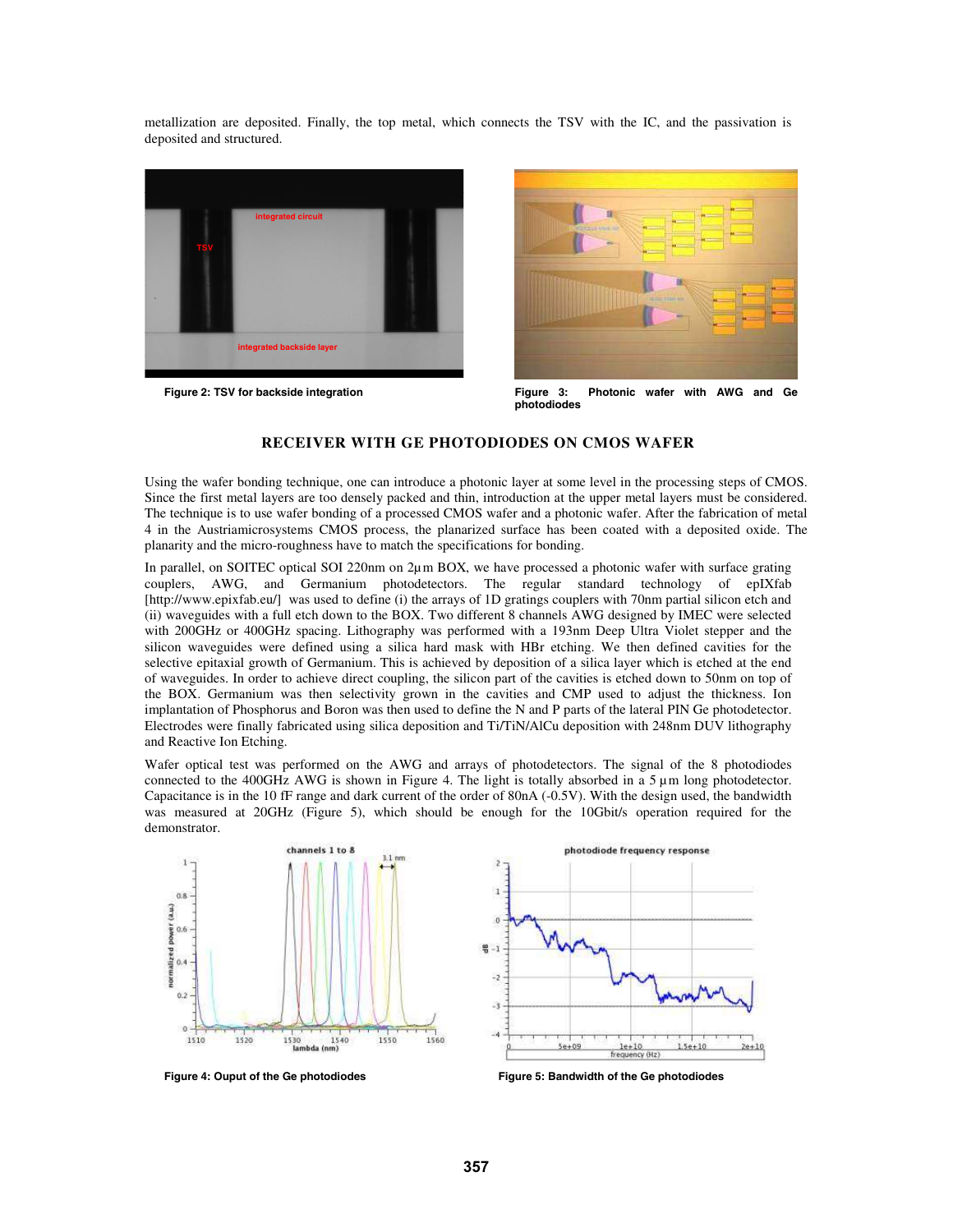metallization are deposited. Finally, the top metal, which connects the TSV with the IC, and the passivation is deposited and structured.

Figure 2: TSV for backside integration

Figure 3: Photonic wafer with AWG and Ge photodiodes

## RECEIVER WITH GE PHOTODIODES ON CMOS WAFER

Using the wafer bonding technique, one can introduce a photonic layer at some level in the processing steps of CMOS. Since the first metal layers are too densely packed and thin, introduction at the upper metal layers must be considered. The technique is to use wafer bonding of a processed CMOS wafer and a photonic wafer. After the fabrication of metal 4 in the Austriamicrosystems CMOS process, the planarized surface has been coated with a deposited oxide. The planarity and the micro-roughness have to match the specifications for bonding.

In parallel, on SOITEC optical SOI 220nm on 2µm BOX, we have processed a photonic wafer with surface grating couplers, AWG, and Germanium photodetectors. The regular standard technology of epIXfab [http://www.epixfab.eu/] was used to define (i) the arrays of 1D gratings couplers with 70nm partial silicon etch and (ii) waveguides with a full etch down to the BOX. Two different 8 channels AWG designed by IMEC were selected with 200GHz or 400GHz spacing. Lithography was performed with a 193nm Deep Ultra Violet stepper and the silicon waveguides were defined using a silica hard mask with HBr etching. We then defined cavities for the selective epitaxial growth of Germanium. This is achieved by deposition of a silica layer which is etched at the end of waveguides. In order to achieve direct coupling, the silicon part of the cavities is etched down to 50nm on top of the BOX. Germanium was then selectivity grown in the cavities and CMP used to adjust the thickness. Ion implantation of Phosphorus and Boron was then used to define the N and P parts of the lateral PIN Ge photodetector. Electrodes were finally fabricated using silica deposition and Ti/TiN/AlCu deposition with 248nm DUV lithography and Reactive Ion Etching.

Wafer optical test was performed on the AWG and arrays of photodetectors. The signal of the 8 photodiodes connected to the 400GHz AWG is shown in Figure 4. The light is totally absorbed in a 5 µm long photodetector. Capacitance is in the 10 fF range and dark current of the order of 80nA (-0.5V). With the design used, the bandwidth was measured at 20GHz (Figure 5), which should be enough for the 10Gbit/s operation required for the demonstrator.

Figure 4: Ouput of the Ge photodiodes

Figure 5: Bandwidth of the Ge photodiodes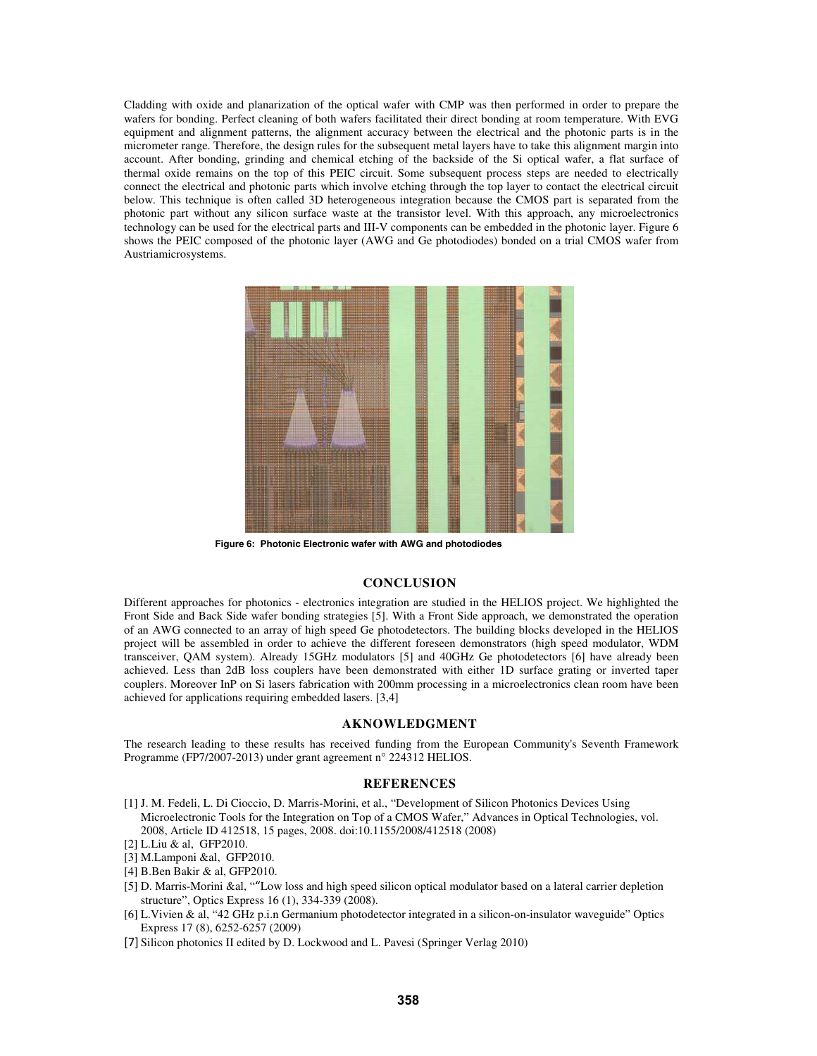Cladding with oxide and planarization of the optical wafer with CMP was then performed in order to prepare the wafers for bonding. Perfect cleaning of both wafers facilitated their direct bonding at room temperature. With EVG equipment and alignment patterns, the alignment accuracy between the electrical and the photonic parts is in the micrometer range. Therefore, the design rules for the subsequent metal layers have to take this alignment margin into account. After bonding, grinding and chemical etching of the backside of the Si optical wafer, a flat surface of thermal oxide remains on the top of this PEIC circuit. Some subsequent process steps are needed to electrically connect the electrical and photonic parts which involve etching through the top layer to contact the electrical circuit below. This technique is often called 3D heterogeneous integration because the CMOS part is separated from the photonic part without any silicon surface waste at the transistor level. With this approach, any microelectronics technology can be used for the electrical parts and III-V components can be embedded in the photonic layer. Figure 6 shows the PEIC composed of the photonic layer (AWG and Ge photodiodes) bonded on a trial CMOS wafer from Austriamicrosystems.

**Figure 6: Photonic Electronic wafer with AWG and photodiodes**

## CONCLUSION

Different approaches for photonics - electronics integration are studied in the HELIOS project. We highlighted the Front Side and Back Side wafer bonding strategies [5]. With a Front Side approach, we demonstrated the operation of an AWG connected to an array of high speed Ge photodetectors. The building blocks developed in the HELIOS project will be assembled in order to achieve the different foreseen demonstrators (high speed modulator, WDM transceiver, QAM system). Already 15GHz modulators [5] and 40GHz Ge photodetectors [6] have already been achieved. Less than 2dB loss couplers have been demonstrated with either 1D surface grating or inverted taper couplers. Moreover InP on Si lasers fabrication with 200mm processing in a microelectronics clean room have been achieved for applications requiring embedded lasers. [3,4]

## AKNOWLEDGMENT

The research leading to these results has received funding from the European Community's Seventh Framework Programme (FP7/2007-2013) under grant agreement n° 224312 HELIOS.

## REFERENCES

[1] J. M. Fedeli, L. Di Cioccio, D. Marris-Morini, et al., "Development of Silicon Photonics Devices Using Microelectronic Tools for the Integration on Top of a CMOS Wafer," Advances in Optical Technologies, vol. 2008, Article ID 412518, 15 pages, 2008. doi:10.1155/2008/412518 (2008)

[2] L.Liu & al, GFP2010.

[3] M.Lamponi &al, GFP2010.

[4] B.Ben Bakir & al, GFP2010.

[5] D. Marris-Morini &al, ""Low loss and high speed silicon optical modulator based on a lateral carrier depletion structure", Optics Express 16 (1), 334-339 (2008).

[6] L.Vivien & al, "42 GHz p.i.n Germanium photodetector integrated in a silicon-on-insulator waveguide" Optics Express 17 (8), 6252-6257 (2009)

[7] Silicon photonics II edited by D. Lockwood and L. Pavesi (Springer Verlag 2010)